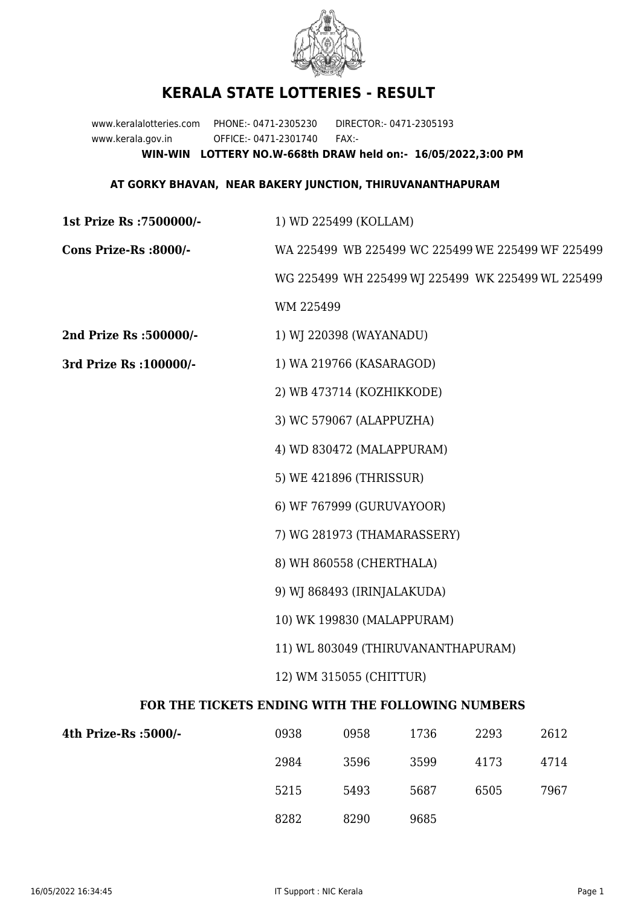# KERALA STATE LOTTERIES - RESULT

www.keralalotteries.com PHONE:- 0471-2305230 DIRECTOR:- 0471-2305193
www.kerala.gov.in OFFICE:- 0471-2301740 FAX:-

**WIN-WIN LOTTERY NO.W-668th DRAW held on:- 16/05/2022,3:00 PM**

**AT GORKY BHAVAN, NEAR BAKERY JUNCTION, THIRUVANANTHAPURAM**

**1st Prize Rs :7500000/-** 1) WD 225499 (KOLLAM)

**Cons Prize-Rs :8000/-** WA 225499 WB 225499 WC 225499 WE 225499 WF 225499 WG 225499 WH 225499 WJ 225499 WK 225499 WL 225499 WM 225499

**2nd Prize Rs :500000/-** 1) WJ 220398 (WAYANADU)

**3rd Prize Rs :100000/-**
1) WA 219766 (KASARAGOD)
2) WB 473714 (KOZHIKKODE)
3) WC 579067 (ALAPPUZHA)
4) WD 830472 (MALAPPURAM)
5) WE 421896 (THRISSUR)
6) WF 767999 (GURUVAYOOR)
7) WG 281973 (THAMARASSERY)
8) WH 860558 (CHERTHALA)
9) WJ 868493 (IRINJALAKUDA)
10) WK 199830 (MALAPPURAM)
11) WL 803049 (THIRUVANANTHAPURAM)
12) WM 315055 (CHITTUR)

**FOR THE TICKETS ENDING WITH THE FOLLOWING NUMBERS**

**4th Prize-Rs :5000/-**

| | | | | |
|---|---|---|---|---|
| 0938 | 0958 | 1736 | 2293 | 2612 |
| 2984 | 3596 | 3599 | 4173 | 4714 |
| 5215 | 5493 | 5687 | 6505 | 7967 |
| 8282 | 8290 | 9685 | | |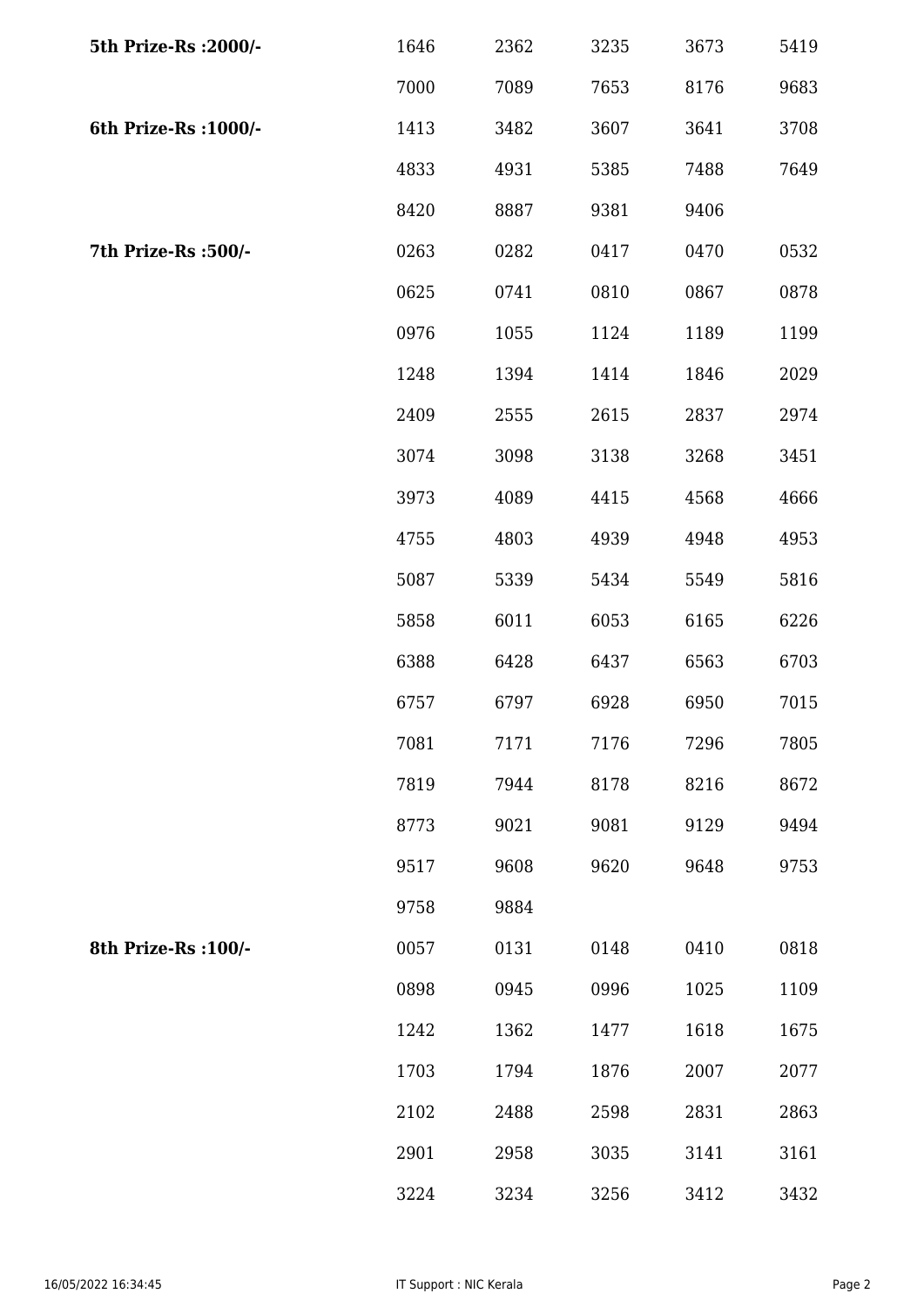| | | | | | |
|---|---|---|---|---|---|
| **5th Prize-Rs :2000/-** | 1646 | 2362 | 3235 | 3673 | 5419 |
| | 7000 | 7089 | 7653 | 8176 | 9683 |
| **6th Prize-Rs :1000/-** | 1413 | 3482 | 3607 | 3641 | 3708 |
| | 4833 | 4931 | 5385 | 7488 | 7649 |
| | 8420 | 8887 | 9381 | 9406 | |
| **7th Prize-Rs :500/-** | 0263 | 0282 | 0417 | 0470 | 0532 |
| | 0625 | 0741 | 0810 | 0867 | 0878 |
| | 0976 | 1055 | 1124 | 1189 | 1199 |
| | 1248 | 1394 | 1414 | 1846 | 2029 |
| | 2409 | 2555 | 2615 | 2837 | 2974 |
| | 3074 | 3098 | 3138 | 3268 | 3451 |
| | 3973 | 4089 | 4415 | 4568 | 4666 |
| | 4755 | 4803 | 4939 | 4948 | 4953 |
| | 5087 | 5339 | 5434 | 5549 | 5816 |
| | 5858 | 6011 | 6053 | 6165 | 6226 |
| | 6388 | 6428 | 6437 | 6563 | 6703 |
| | 6757 | 6797 | 6928 | 6950 | 7015 |
| | 7081 | 7171 | 7176 | 7296 | 7805 |
| | 7819 | 7944 | 8178 | 8216 | 8672 |
| | 8773 | 9021 | 9081 | 9129 | 9494 |
| | 9517 | 9608 | 9620 | 9648 | 9753 |
| | 9758 | 9884 | | | |
| **8th Prize-Rs :100/-** | 0057 | 0131 | 0148 | 0410 | 0818 |
| | 0898 | 0945 | 0996 | 1025 | 1109 |
| | 1242 | 1362 | 1477 | 1618 | 1675 |
| | 1703 | 1794 | 1876 | 2007 | 2077 |
| | 2102 | 2488 | 2598 | 2831 | 2863 |
| | 2901 | 2958 | 3035 | 3141 | 3161 |
| | 3224 | 3234 | 3256 | 3412 | 3432 |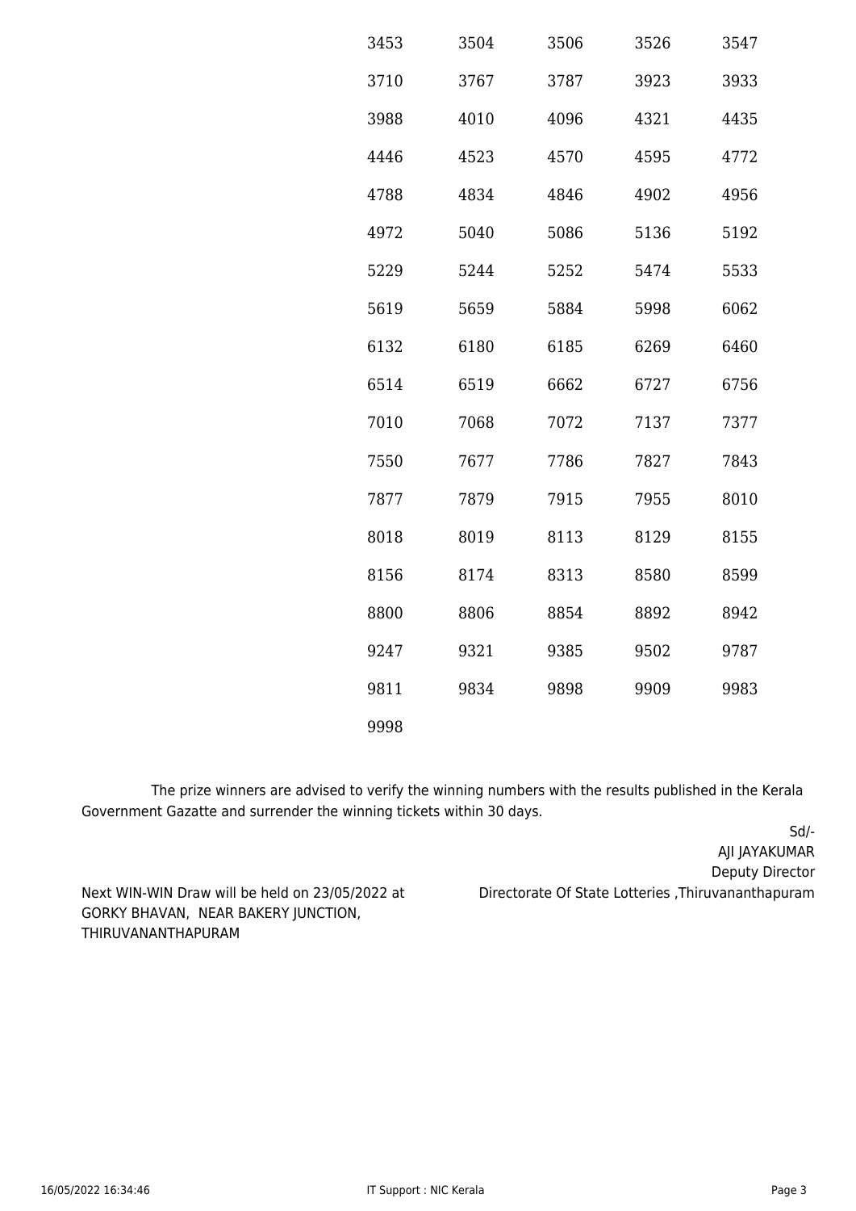| | | | | |
|---|---|---|---|---|
| 3453 | 3504 | 3506 | 3526 | 3547 |
| 3710 | 3767 | 3787 | 3923 | 3933 |
| 3988 | 4010 | 4096 | 4321 | 4435 |
| 4446 | 4523 | 4570 | 4595 | 4772 |
| 4788 | 4834 | 4846 | 4902 | 4956 |
| 4972 | 5040 | 5086 | 5136 | 5192 |
| 5229 | 5244 | 5252 | 5474 | 5533 |
| 5619 | 5659 | 5884 | 5998 | 6062 |
| 6132 | 6180 | 6185 | 6269 | 6460 |
| 6514 | 6519 | 6662 | 6727 | 6756 |
| 7010 | 7068 | 7072 | 7137 | 7377 |
| 7550 | 7677 | 7786 | 7827 | 7843 |
| 7877 | 7879 | 7915 | 7955 | 8010 |
| 8018 | 8019 | 8113 | 8129 | 8155 |
| 8156 | 8174 | 8313 | 8580 | 8599 |
| 8800 | 8806 | 8854 | 8892 | 8942 |
| 9247 | 9321 | 9385 | 9502 | 9787 |
| 9811 | 9834 | 9898 | 9909 | 9983 |
| 9998 | | | | |

The prize winners are advised to verify the winning numbers with the results published in the Kerala Government Gazatte and surrender the winning tickets within 30 days.

Sd/-
AJI JAYAKUMAR
Deputy Director
Directorate Of State Lotteries ,Thiruvananthapuram

Next WIN-WIN Draw will be held on 23/05/2022 at GORKY BHAVAN, NEAR BAKERY JUNCTION, THIRUVANANTHAPURAM

16/05/2022 16:34:46

IT Support : NIC Kerala